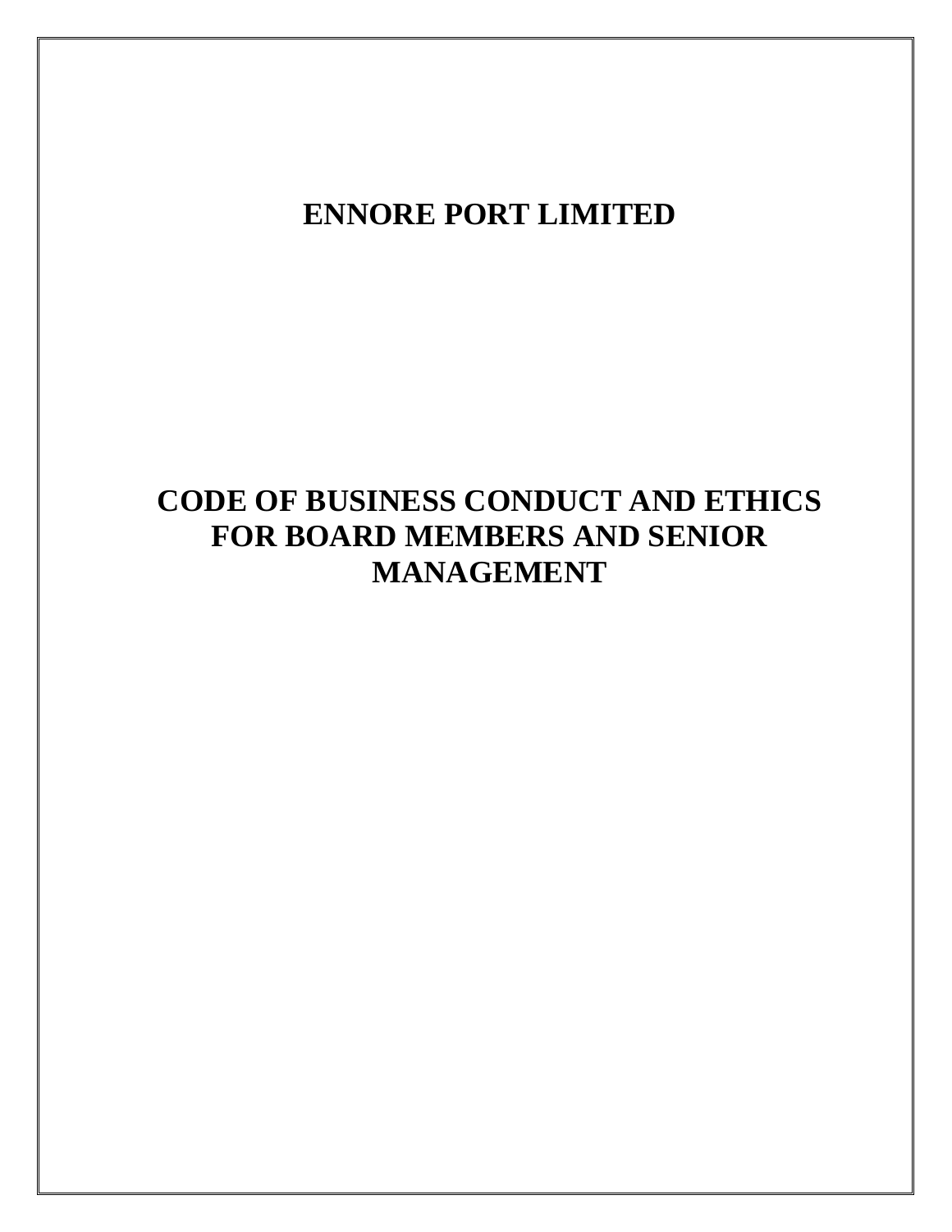# ENNORE PORT LIMITED

# CODE OF BUSINESS CONDUCT AND ETHICS FOR BOARD MEMBERS AND SENIOR MANAGEMENT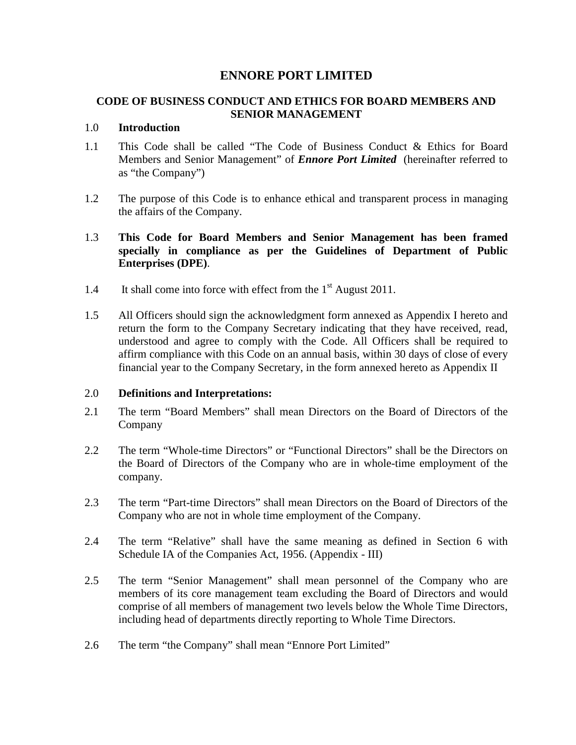# ENNORE PORT LIMITED

## CODE OF BUSINESS CONDUCT AND ETHICS FOR BOARD MEMBERS AND SENIOR MANAGEMENT

1.0 **Introduction**

1.1 This Code shall be called "The Code of Business Conduct & Ethics for Board Members and Senior Management" of ***Ennore Port Limited*** (hereinafter referred to as "the Company")

1.2 The purpose of this Code is to enhance ethical and transparent process in managing the affairs of the Company.

1.3 **This Code for Board Members and Senior Management has been framed specially in compliance as per the Guidelines of Department of Public Enterprises (DPE)**.

1.4 It shall come into force with effect from the 1st August 2011.

1.5 All Officers should sign the acknowledgment form annexed as Appendix I hereto and return the form to the Company Secretary indicating that they have received, read, understood and agree to comply with the Code. All Officers shall be required to affirm compliance with this Code on an annual basis, within 30 days of close of every financial year to the Company Secretary, in the form annexed hereto as Appendix II

2.0 **Definitions and Interpretations:**

2.1 The term "Board Members" shall mean Directors on the Board of Directors of the Company

2.2 The term "Whole-time Directors" or "Functional Directors" shall be the Directors on the Board of Directors of the Company who are in whole-time employment of the company.

2.3 The term "Part-time Directors" shall mean Directors on the Board of Directors of the Company who are not in whole time employment of the Company.

2.4 The term "Relative" shall have the same meaning as defined in Section 6 with Schedule IA of the Companies Act, 1956. (Appendix - III)

2.5 The term "Senior Management" shall mean personnel of the Company who are members of its core management team excluding the Board of Directors and would comprise of all members of management two levels below the Whole Time Directors, including head of departments directly reporting to Whole Time Directors.

2.6 The term "the Company" shall mean "Ennore Port Limited"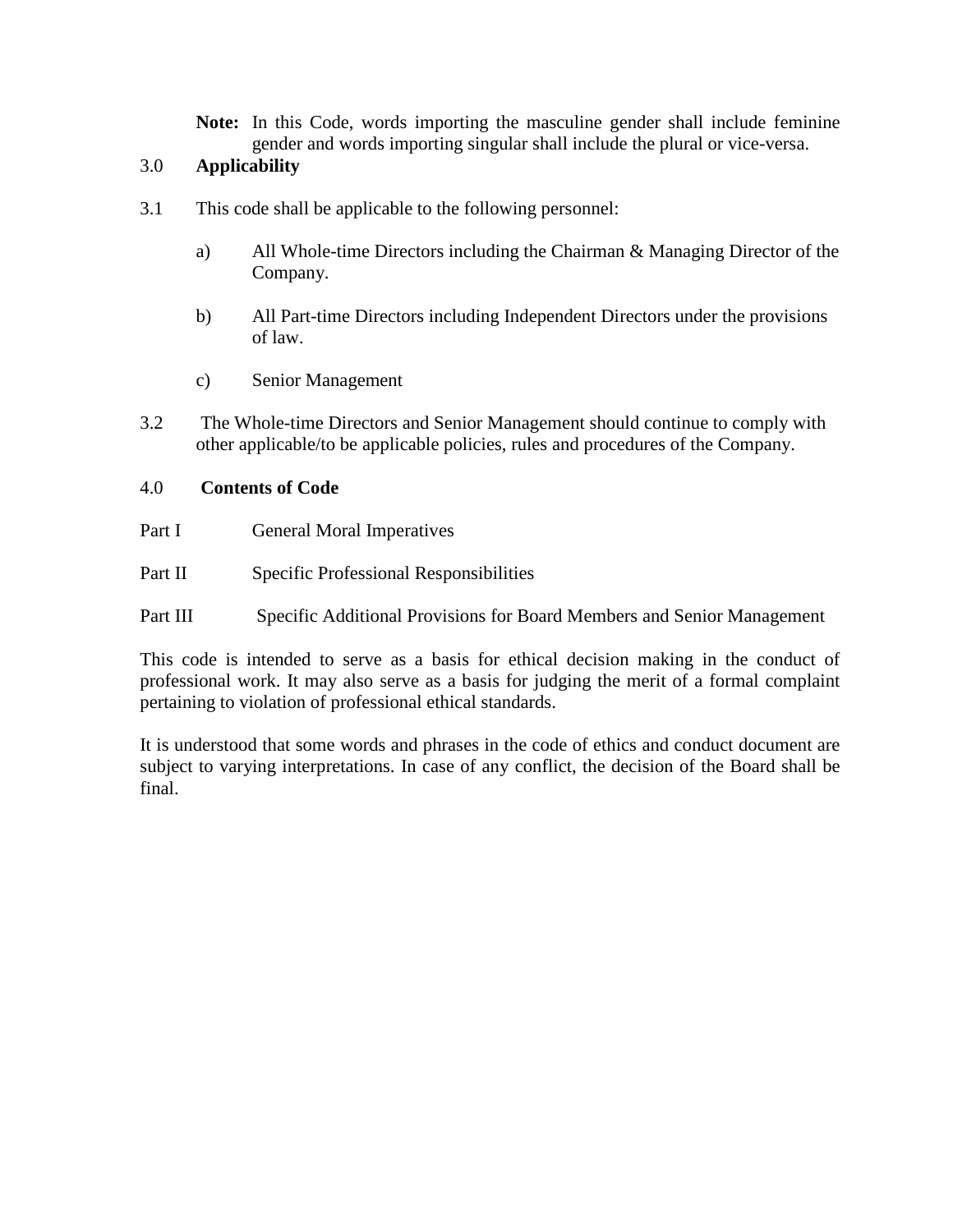**Note:** In this Code, words importing the masculine gender shall include feminine gender and words importing singular shall include the plural or vice-versa.

## 3.0 Applicability

3.1 This code shall be applicable to the following personnel:

a) All Whole-time Directors including the Chairman & Managing Director of the Company.

b) All Part-time Directors including Independent Directors under the provisions of law.

c) Senior Management

3.2 The Whole-time Directors and Senior Management should continue to comply with other applicable/to be applicable policies, rules and procedures of the Company.

## 4.0 Contents of Code

Part I General Moral Imperatives

Part II Specific Professional Responsibilities

Part III Specific Additional Provisions for Board Members and Senior Management

This code is intended to serve as a basis for ethical decision making in the conduct of professional work. It may also serve as a basis for judging the merit of a formal complaint pertaining to violation of professional ethical standards.

It is understood that some words and phrases in the code of ethics and conduct document are subject to varying interpretations. In case of any conflict, the decision of the Board shall be final.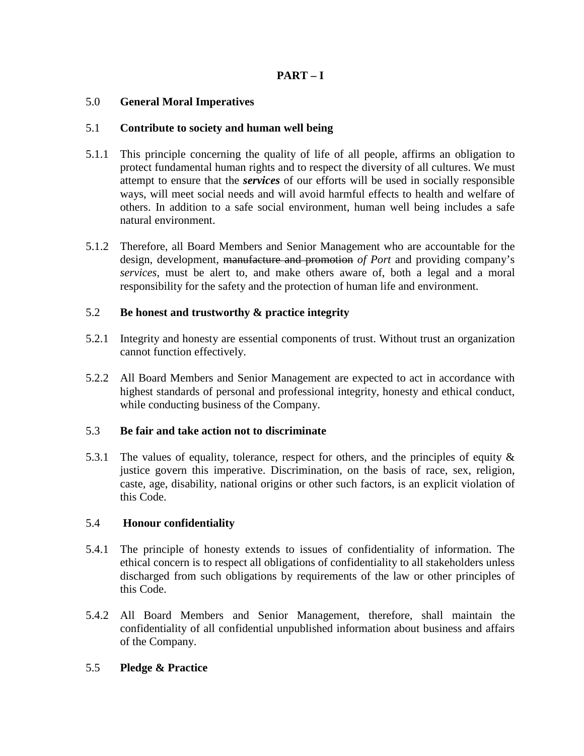**PART – I**

## 5.0 General Moral Imperatives

### 5.1 Contribute to society and human well being

5.1.1 This principle concerning the quality of life of all people, affirms an obligation to protect fundamental human rights and to respect the diversity of all cultures. We must attempt to ensure that the ***services*** of our efforts will be used in socially responsible ways, will meet social needs and will avoid harmful effects to health and welfare of others. In addition to a safe social environment, human well being includes a safe natural environment.

5.1.2 Therefore, all Board Members and Senior Management who are accountable for the design, development, ~~manufacture and promotion~~ *of Port* and providing company's *services*, must be alert to, and make others aware of, both a legal and a moral responsibility for the safety and the protection of human life and environment.

### 5.2 Be honest and trustworthy & practice integrity

5.2.1 Integrity and honesty are essential components of trust. Without trust an organization cannot function effectively.

5.2.2 All Board Members and Senior Management are expected to act in accordance with highest standards of personal and professional integrity, honesty and ethical conduct, while conducting business of the Company.

### 5.3 Be fair and take action not to discriminate

5.3.1 The values of equality, tolerance, respect for others, and the principles of equity & justice govern this imperative. Discrimination, on the basis of race, sex, religion, caste, age, disability, national origins or other such factors, is an explicit violation of this Code.

### 5.4 Honour confidentiality

5.4.1 The principle of honesty extends to issues of confidentiality of information. The ethical concern is to respect all obligations of confidentiality to all stakeholders unless discharged from such obligations by requirements of the law or other principles of this Code.

5.4.2 All Board Members and Senior Management, therefore, shall maintain the confidentiality of all confidential unpublished information about business and affairs of the Company.

### 5.5 Pledge & Practice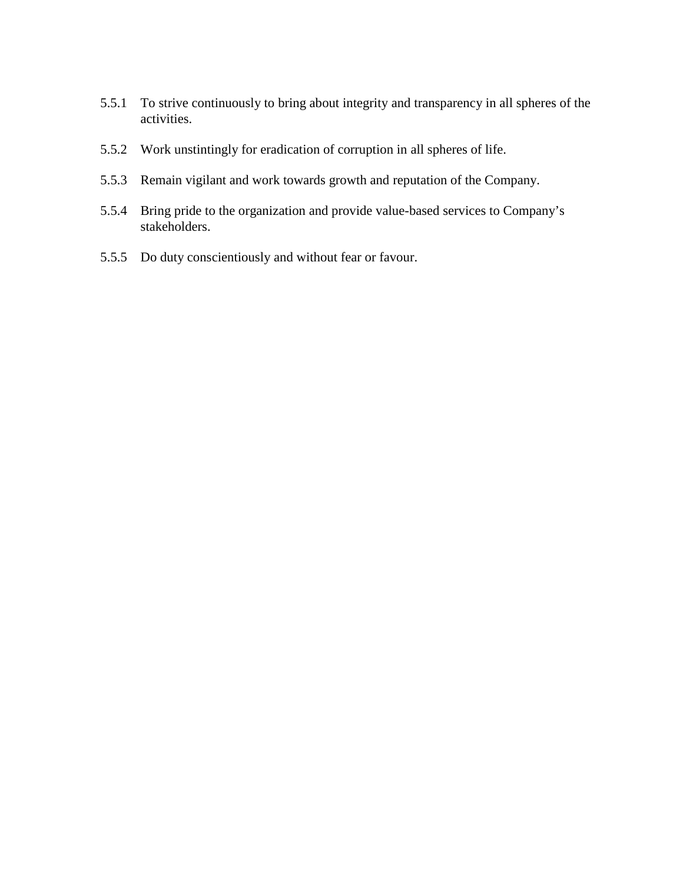5.5.1 To strive continuously to bring about integrity and transparency in all spheres of the activities.

5.5.2 Work unstintingly for eradication of corruption in all spheres of life.

5.5.3 Remain vigilant and work towards growth and reputation of the Company.

5.5.4 Bring pride to the organization and provide value-based services to Company's stakeholders.

5.5.5 Do duty conscientiously and without fear or favour.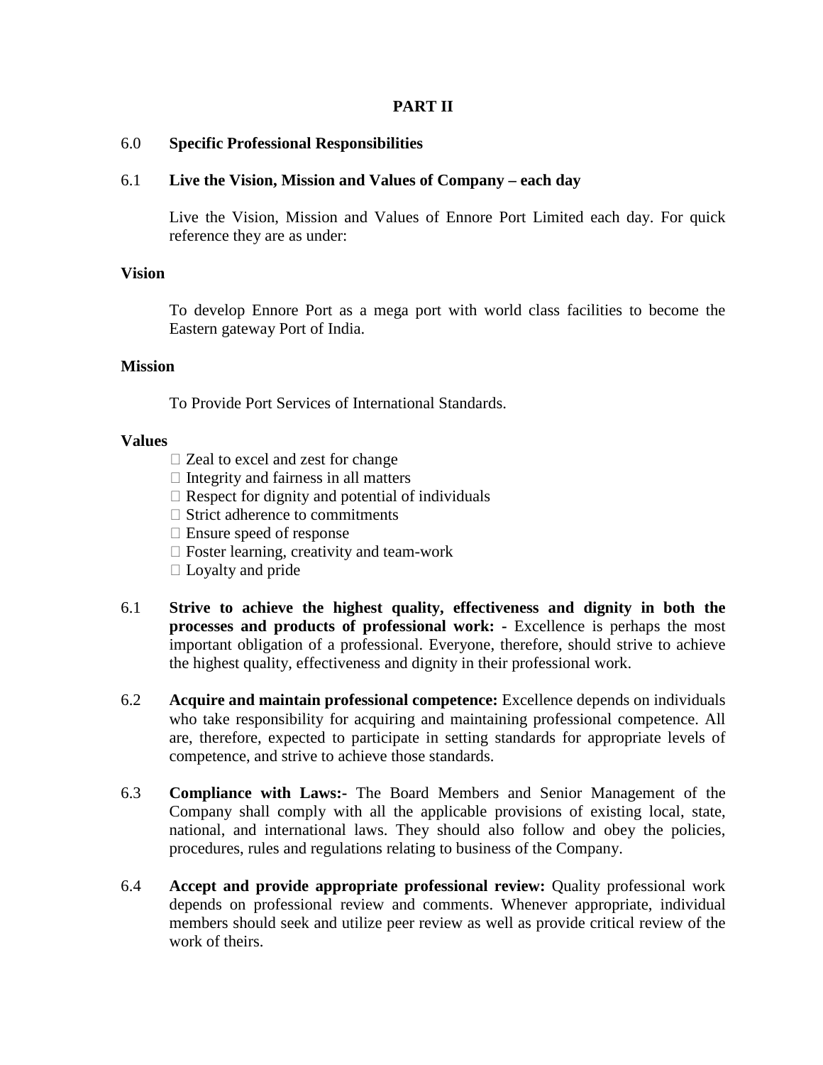**PART II**

6.0 **Specific Professional Responsibilities**

6.1 **Live the Vision, Mission and Values of Company – each day**

Live the Vision, Mission and Values of Ennore Port Limited each day. For quick reference they are as under:

**Vision**

To develop Ennore Port as a mega port with world class facilities to become the Eastern gateway Port of India.

**Mission**

To Provide Port Services of International Standards.

**Values**

- Zeal to excel and zest for change
- Integrity and fairness in all matters
- Respect for dignity and potential of individuals
- Strict adherence to commitments
- Ensure speed of response
- Foster learning, creativity and team-work
- Loyalty and pride

6.1 **Strive to achieve the highest quality, effectiveness and dignity in both the processes and products of professional work: -** Excellence is perhaps the most important obligation of a professional. Everyone, therefore, should strive to achieve the highest quality, effectiveness and dignity in their professional work.

6.2 **Acquire and maintain professional competence:** Excellence depends on individuals who take responsibility for acquiring and maintaining professional competence. All are, therefore, expected to participate in setting standards for appropriate levels of competence, and strive to achieve those standards.

6.3 **Compliance with Laws:-** The Board Members and Senior Management of the Company shall comply with all the applicable provisions of existing local, state, national, and international laws. They should also follow and obey the policies, procedures, rules and regulations relating to business of the Company.

6.4 **Accept and provide appropriate professional review:** Quality professional work depends on professional review and comments. Whenever appropriate, individual members should seek and utilize peer review as well as provide critical review of the work of theirs.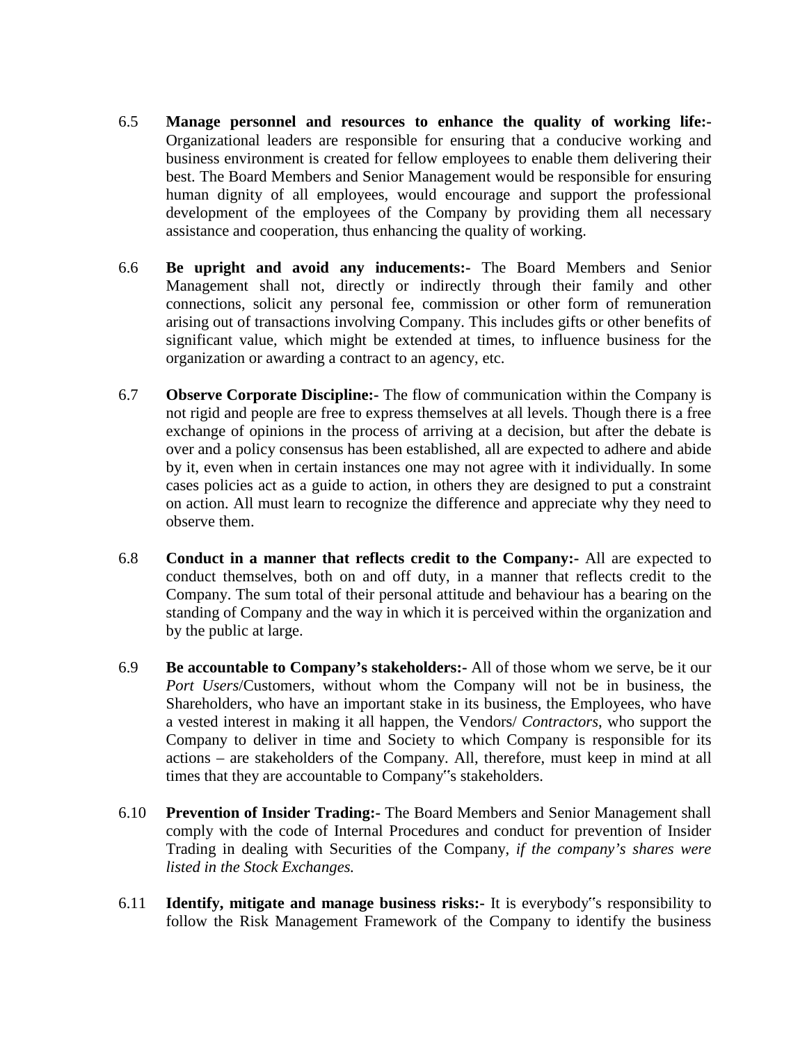6.5 **Manage personnel and resources to enhance the quality of working life:-** Organizational leaders are responsible for ensuring that a conducive working and business environment is created for fellow employees to enable them delivering their best. The Board Members and Senior Management would be responsible for ensuring human dignity of all employees, would encourage and support the professional development of the employees of the Company by providing them all necessary assistance and cooperation, thus enhancing the quality of working.

6.6 **Be upright and avoid any inducements:-** The Board Members and Senior Management shall not, directly or indirectly through their family and other connections, solicit any personal fee, commission or other form of remuneration arising out of transactions involving Company. This includes gifts or other benefits of significant value, which might be extended at times, to influence business for the organization or awarding a contract to an agency, etc.

6.7 **Observe Corporate Discipline:-** The flow of communication within the Company is not rigid and people are free to express themselves at all levels. Though there is a free exchange of opinions in the process of arriving at a decision, but after the debate is over and a policy consensus has been established, all are expected to adhere and abide by it, even when in certain instances one may not agree with it individually. In some cases policies act as a guide to action, in others they are designed to put a constraint on action. All must learn to recognize the difference and appreciate why they need to observe them.

6.8 **Conduct in a manner that reflects credit to the Company:-** All are expected to conduct themselves, both on and off duty, in a manner that reflects credit to the Company. The sum total of their personal attitude and behaviour has a bearing on the standing of Company and the way in which it is perceived within the organization and by the public at large.

6.9 **Be accountable to Company's stakeholders:-** All of those whom we serve, be it our *Port Users*/Customers, without whom the Company will not be in business, the Shareholders, who have an important stake in its business, the Employees, who have a vested interest in making it all happen, the Vendors/ *Contractors*, who support the Company to deliver in time and Society to which Company is responsible for its actions – are stakeholders of the Company. All, therefore, must keep in mind at all times that they are accountable to Company‟s stakeholders.

6.10 **Prevention of Insider Trading:-** The Board Members and Senior Management shall comply with the code of Internal Procedures and conduct for prevention of Insider Trading in dealing with Securities of the Company, *if the company's shares were listed in the Stock Exchanges.*

6.11 **Identify, mitigate and manage business risks:-** It is everybody‟s responsibility to follow the Risk Management Framework of the Company to identify the business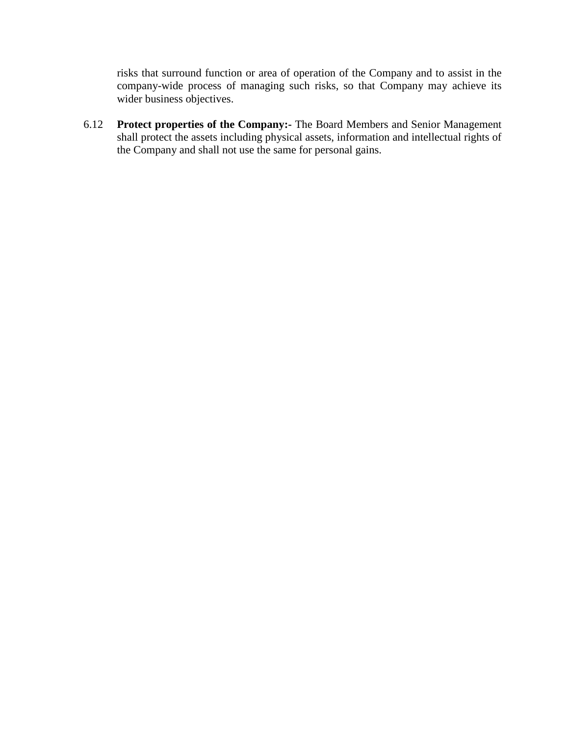risks that surround function or area of operation of the Company and to assist in the company-wide process of managing such risks, so that Company may achieve its wider business objectives.

6.12 **Protect properties of the Company:-** The Board Members and Senior Management shall protect the assets including physical assets, information and intellectual rights of the Company and shall not use the same for personal gains.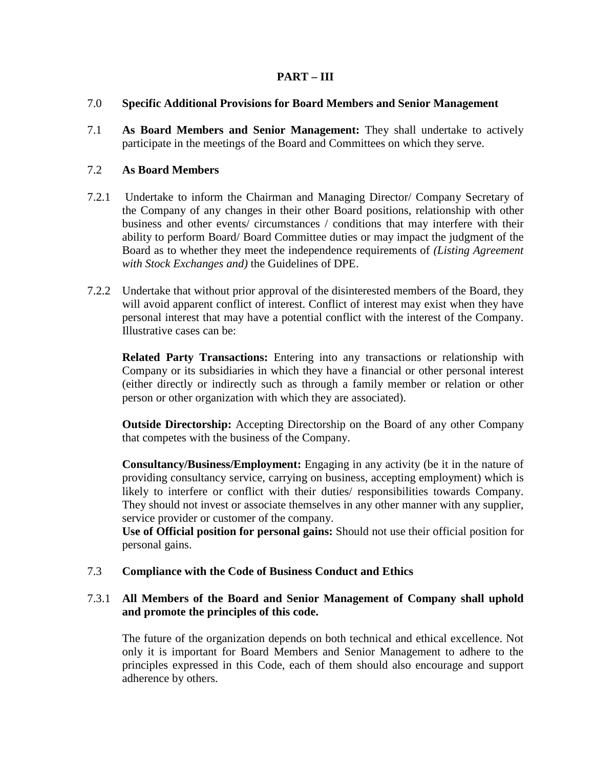## PART – III

### 7.0 Specific Additional Provisions for Board Members and Senior Management

7.1 **As Board Members and Senior Management:** They shall undertake to actively participate in the meetings of the Board and Committees on which they serve.

### 7.2 As Board Members

7.2.1 Undertake to inform the Chairman and Managing Director/ Company Secretary of the Company of any changes in their other Board positions, relationship with other business and other events/ circumstances / conditions that may interfere with their ability to perform Board/ Board Committee duties or may impact the judgment of the Board as to whether they meet the independence requirements of *(Listing Agreement with Stock Exchanges and)* the Guidelines of DPE.

7.2.2 Undertake that without prior approval of the disinterested members of the Board, they will avoid apparent conflict of interest. Conflict of interest may exist when they have personal interest that may have a potential conflict with the interest of the Company. Illustrative cases can be:

**Related Party Transactions:** Entering into any transactions or relationship with Company or its subsidiaries in which they have a financial or other personal interest (either directly or indirectly such as through a family member or relation or other person or other organization with which they are associated).

**Outside Directorship:** Accepting Directorship on the Board of any other Company that competes with the business of the Company.

**Consultancy/Business/Employment:** Engaging in any activity (be it in the nature of providing consultancy service, carrying on business, accepting employment) which is likely to interfere or conflict with their duties/ responsibilities towards Company. They should not invest or associate themselves in any other manner with any supplier, service provider or customer of the company.

**Use of Official position for personal gains:** Should not use their official position for personal gains.

### 7.3 Compliance with the Code of Business Conduct and Ethics

7.3.1 **All Members of the Board and Senior Management of Company shall uphold and promote the principles of this code.**

The future of the organization depends on both technical and ethical excellence. Not only it is important for Board Members and Senior Management to adhere to the principles expressed in this Code, each of them should also encourage and support adherence by others.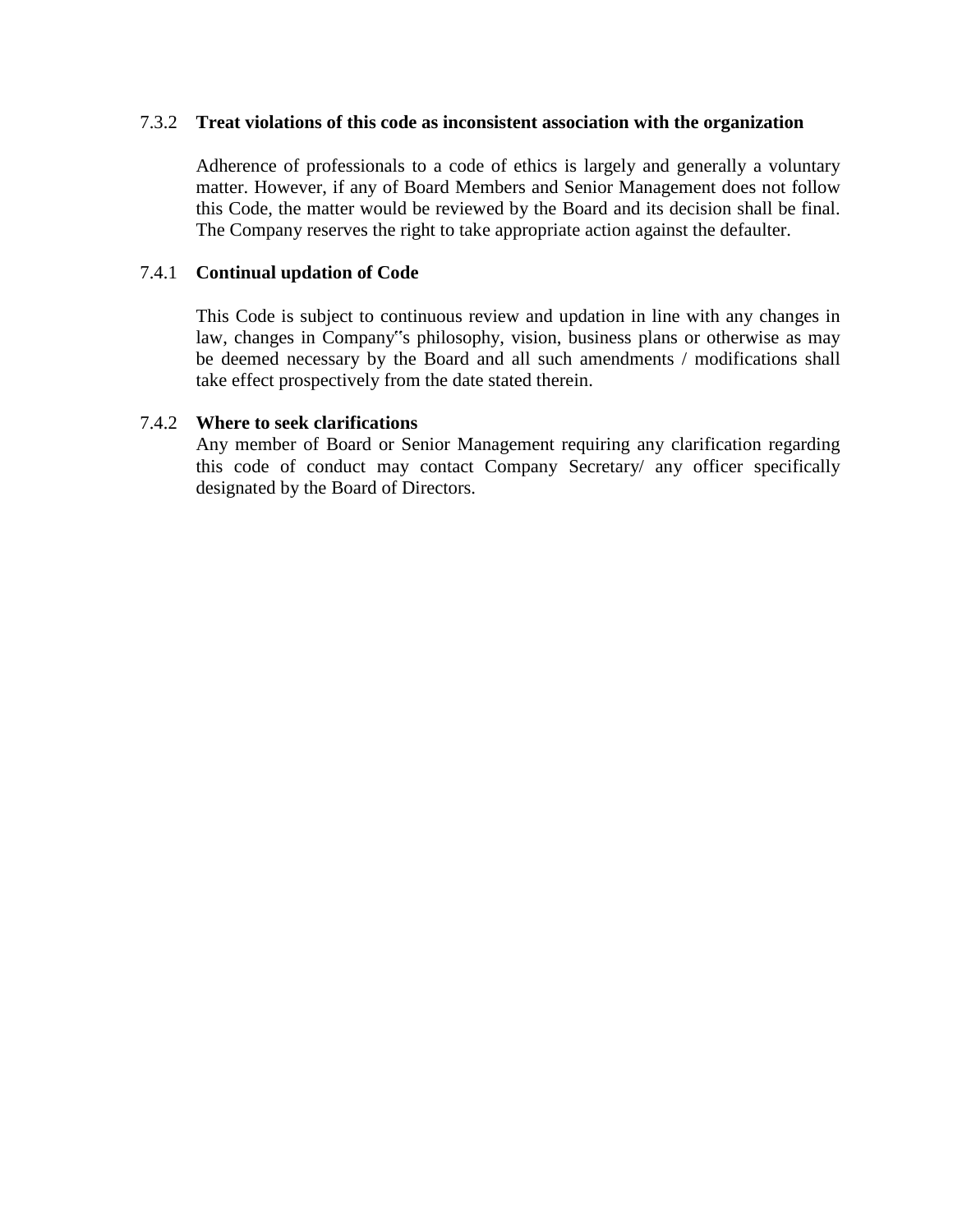### 7.3.2 **Treat violations of this code as inconsistent association with the organization**

Adherence of professionals to a code of ethics is largely and generally a voluntary matter. However, if any of Board Members and Senior Management does not follow this Code, the matter would be reviewed by the Board and its decision shall be final. The Company reserves the right to take appropriate action against the defaulter.

### 7.4.1 **Continual updation of Code**

This Code is subject to continuous review and updation in line with any changes in law, changes in Company‟s philosophy, vision, business plans or otherwise as may be deemed necessary by the Board and all such amendments / modifications shall take effect prospectively from the date stated therein.

### 7.4.2 **Where to seek clarifications**

Any member of Board or Senior Management requiring any clarification regarding this code of conduct may contact Company Secretary/ any officer specifically designated by the Board of Directors.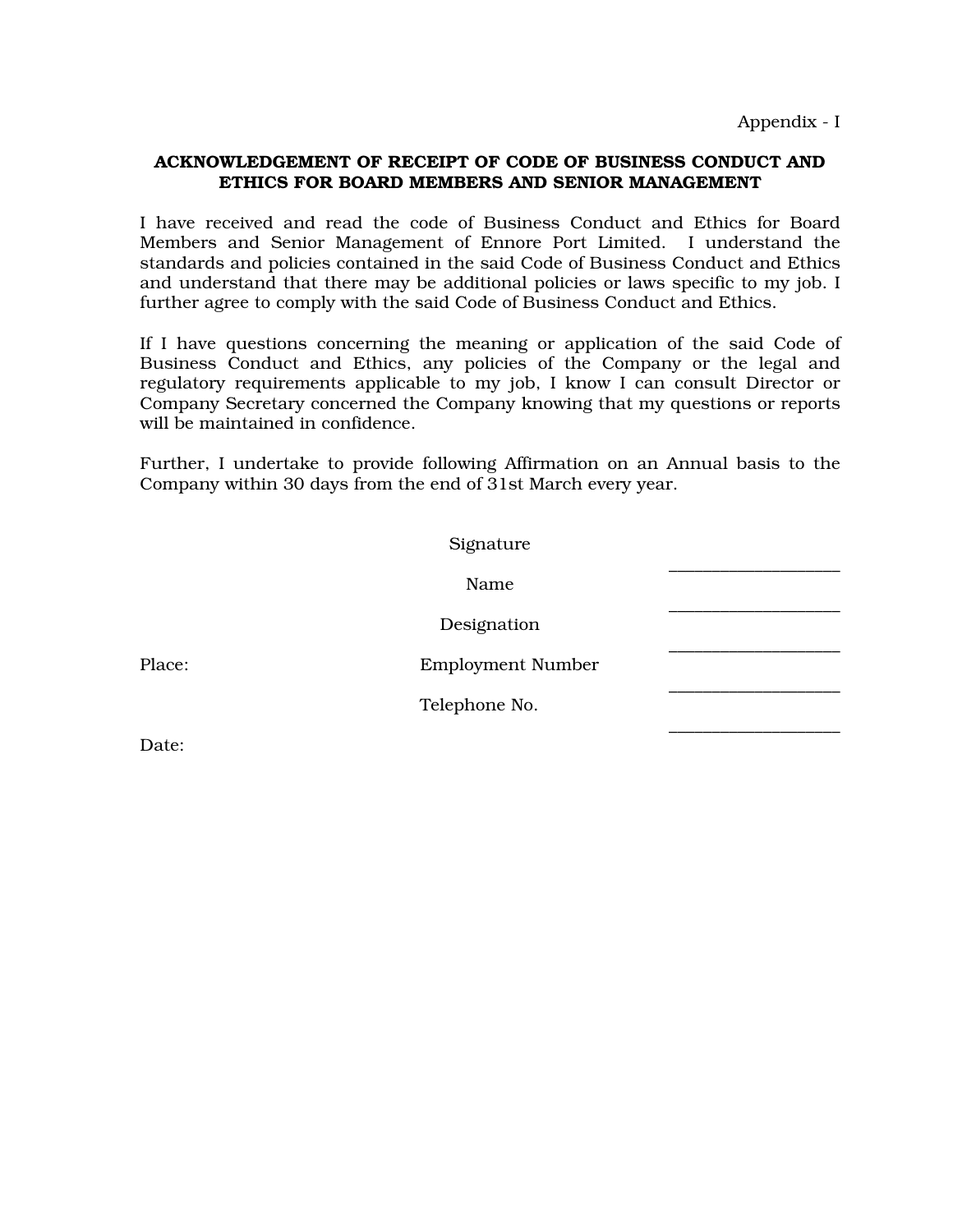Appendix - I

**ACKNOWLEDGEMENT OF RECEIPT OF CODE OF BUSINESS CONDUCT AND ETHICS FOR BOARD MEMBERS AND SENIOR MANAGEMENT**

I have received and read the code of Business Conduct and Ethics for Board Members and Senior Management of Ennore Port Limited. I understand the standards and policies contained in the said Code of Business Conduct and Ethics and understand that there may be additional policies or laws specific to my job. I further agree to comply with the said Code of Business Conduct and Ethics.

If I have questions concerning the meaning or application of the said Code of Business Conduct and Ethics, any policies of the Company or the legal and regulatory requirements applicable to my job, I know I can consult Director or Company Secretary concerned the Company knowing that my questions or reports will be maintained in confidence.

Further, I undertake to provide following Affirmation on an Annual basis to the Company within 30 days from the end of 31st March every year.

Signature ___________________

Name ___________________

Designation ___________________

Place:

Employment Number ___________________

Telephone No. ___________________

Date: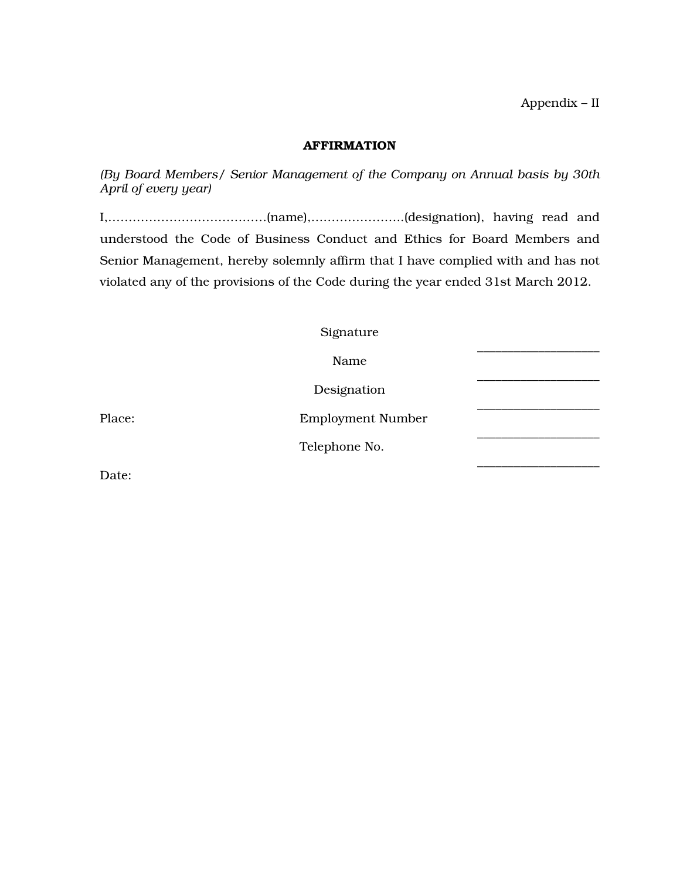Appendix – II

**AFFIRMATION**

*(By Board Members/ Senior Management of the Company on Annual basis by 30th April of every year)*

I,………………………………….(name),…………………..(designation), having read and understood the Code of Business Conduct and Ethics for Board Members and Senior Management, hereby solemnly affirm that I have complied with and has not violated any of the provisions of the Code during the year ended 31st March 2012.

Signature ___________________

Name ___________________

Designation ___________________

Place: Employment Number ___________________

Telephone No. ___________________

Date: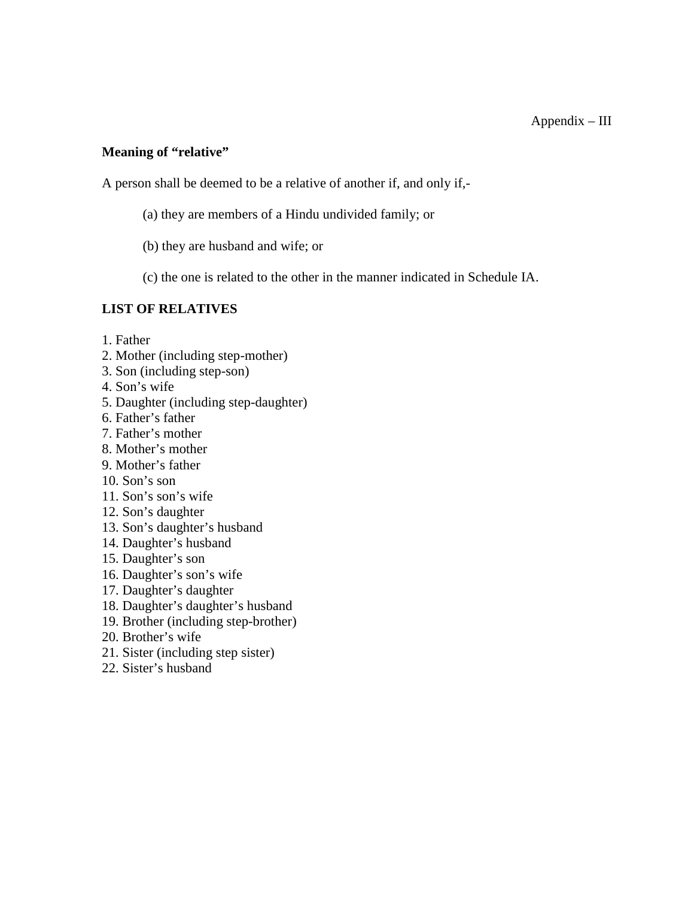Appendix – III

**Meaning of "relative"**

A person shall be deemed to be a relative of another if, and only if,-

(a) they are members of a Hindu undivided family; or

(b) they are husband and wife; or

(c) the one is related to the other in the manner indicated in Schedule IA.

**LIST OF RELATIVES**

1. Father
2. Mother (including step-mother)
3. Son (including step-son)
4. Son's wife
5. Daughter (including step-daughter)
6. Father's father
7. Father's mother
8. Mother's mother
9. Mother's father
10. Son's son
11. Son's son's wife
12. Son's daughter
13. Son's daughter's husband
14. Daughter's husband
15. Daughter's son
16. Daughter's son's wife
17. Daughter's daughter
18. Daughter's daughter's husband
19. Brother (including step-brother)
20. Brother's wife
21. Sister (including step sister)
22. Sister's husband